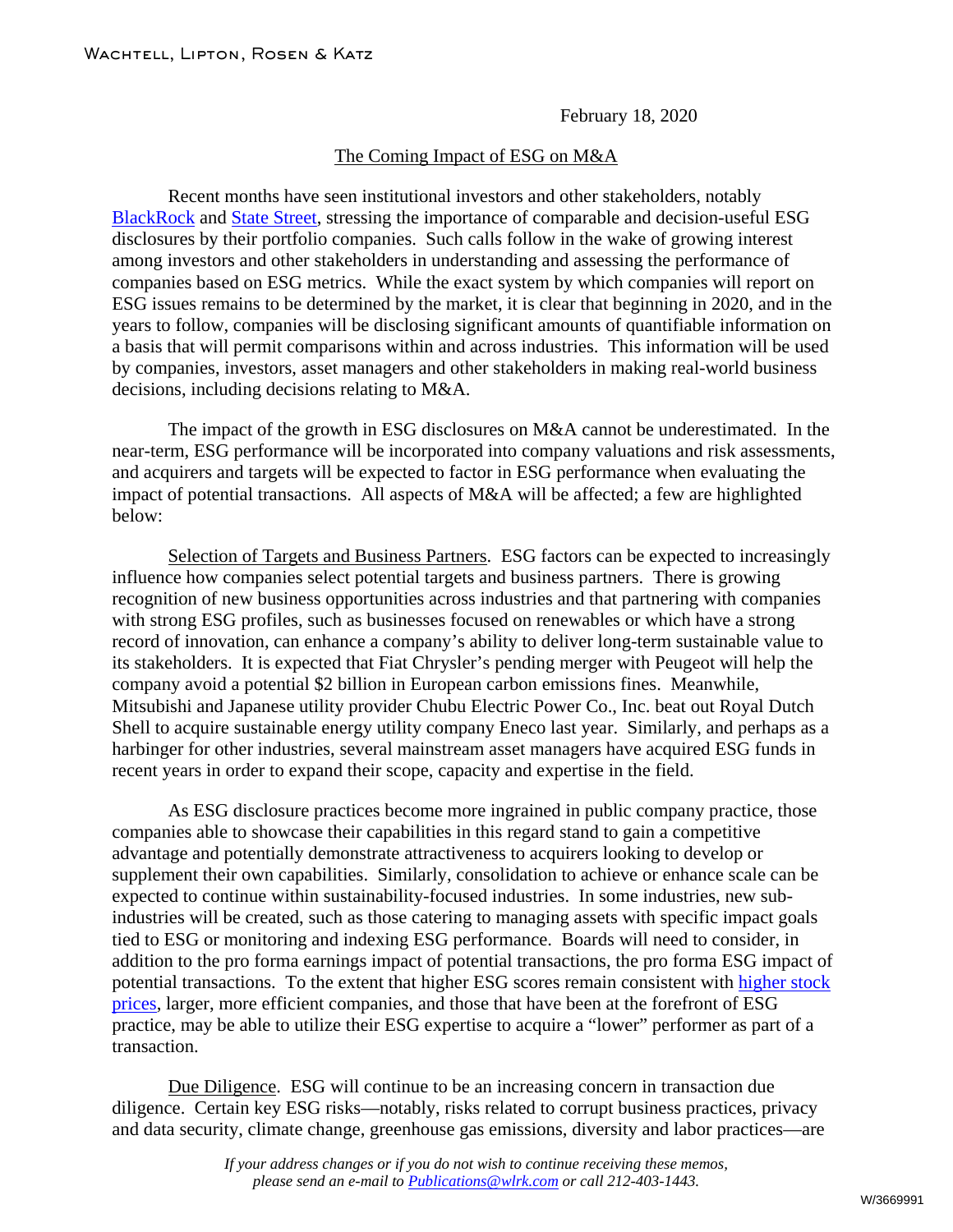February 18, 2020

# The Coming Impact of ESG on M&A

Recent months have seen institutional investors and other stakeholders, notably BlackRock and State Street, stressing the importance of comparable and decision-useful ESG disclosures by their portfolio companies. Such calls follow in the wake of growing interest among investors and other stakeholders in understanding and assessing the performance of companies based on ESG metrics. While the exact system by which companies will report on ESG issues remains to be determined by the market, it is clear that beginning in 2020, and in the years to follow, companies will be disclosing significant amounts of quantifiable information on a basis that will permit comparisons within and across industries. This information will be used by companies, investors, asset managers and other stakeholders in making real-world business decisions, including decisions relating to M&A.

The impact of the growth in ESG disclosures on M&A cannot be underestimated. In the near-term, ESG performance will be incorporated into company valuations and risk assessments, and acquirers and targets will be expected to factor in ESG performance when evaluating the impact of potential transactions. All aspects of M&A will be affected; a few are highlighted below:

Selection of Targets and Business Partners. ESG factors can be expected to increasingly influence how companies select potential targets and business partners. There is growing recognition of new business opportunities across industries and that partnering with companies with strong ESG profiles, such as businesses focused on renewables or which have a strong record of innovation, can enhance a company's ability to deliver long-term sustainable value to its stakeholders. It is expected that Fiat Chrysler's pending merger with Peugeot will help the company avoid a potential $2 billion in European carbon emissions fines. Meanwhile, Mitsubishi and Japanese utility provider Chubu Electric Power Co., Inc. beat out Royal Dutch Shell to acquire sustainable energy utility company Eneco last year. Similarly, and perhaps as a harbinger for other industries, several mainstream asset managers have acquired ESG funds in recent years in order to expand their scope, capacity and expertise in the field.

As ESG disclosure practices become more ingrained in public company practice, those companies able to showcase their capabilities in this regard stand to gain a competitive advantage and potentially demonstrate attractiveness to acquirers looking to develop or supplement their own capabilities. Similarly, consolidation to achieve or enhance scale can be expected to continue within sustainability-focused industries. In some industries, new sub-industries will be created, such as those catering to managing assets with specific impact goals tied to ESG or monitoring and indexing ESG performance. Boards will need to consider, in addition to the pro forma earnings impact of potential transactions, the pro forma ESG impact of potential transactions. To the extent that higher ESG scores remain consistent with higher stock prices, larger, more efficient companies, and those that have been at the forefront of ESG practice, may be able to utilize their ESG expertise to acquire a "lower" performer as part of a transaction.

Due Diligence. ESG will continue to be an increasing concern in transaction due diligence. Certain key ESG risks—notably, risks related to corrupt business practices, privacy and data security, climate change, greenhouse gas emissions, diversity and labor practices—are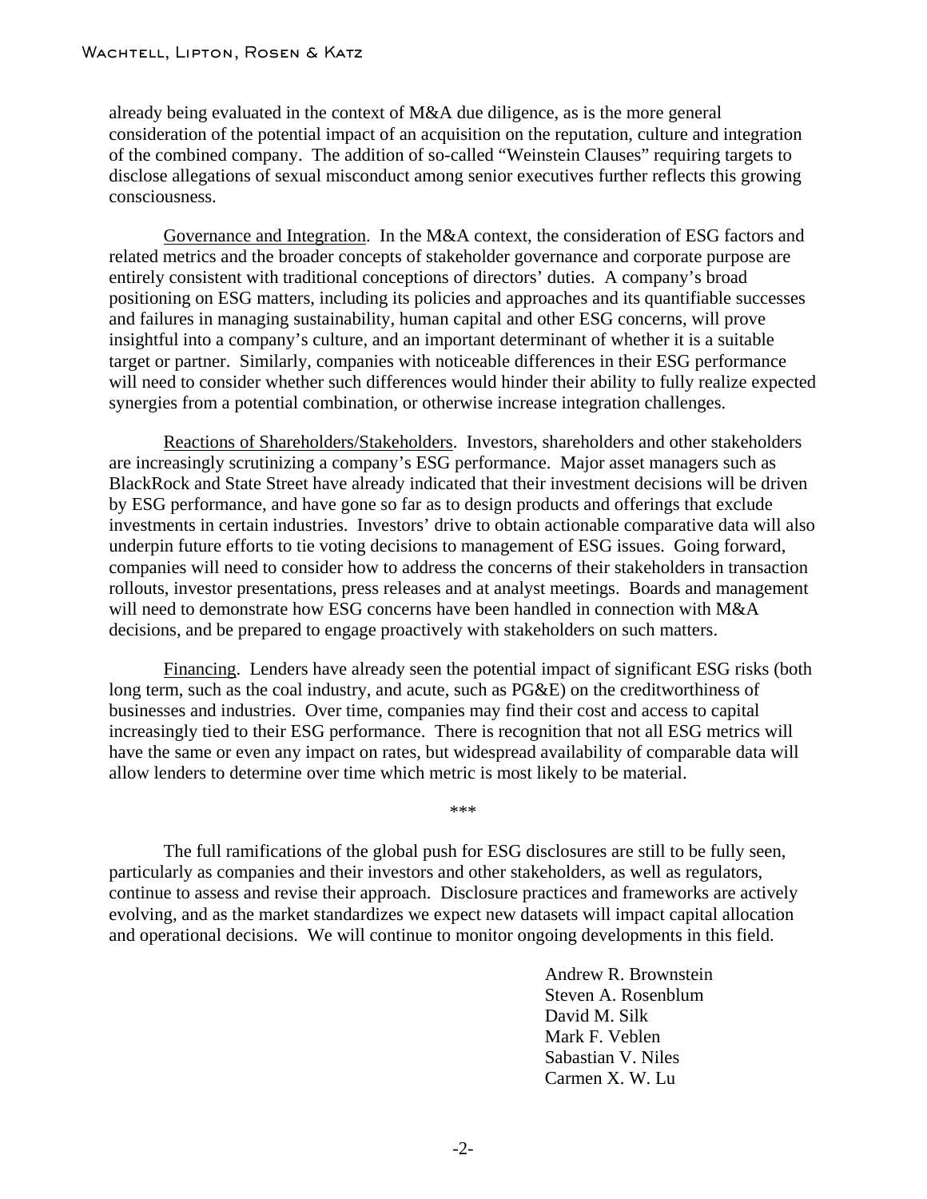already being evaluated in the context of M&A due diligence, as is the more general consideration of the potential impact of an acquisition on the reputation, culture and integration of the combined company. The addition of so-called "Weinstein Clauses" requiring targets to disclose allegations of sexual misconduct among senior executives further reflects this growing consciousness.

Governance and Integration. In the M&A context, the consideration of ESG factors and related metrics and the broader concepts of stakeholder governance and corporate purpose are entirely consistent with traditional conceptions of directors' duties. A company's broad positioning on ESG matters, including its policies and approaches and its quantifiable successes and failures in managing sustainability, human capital and other ESG concerns, will prove insightful into a company's culture, and an important determinant of whether it is a suitable target or partner. Similarly, companies with noticeable differences in their ESG performance will need to consider whether such differences would hinder their ability to fully realize expected synergies from a potential combination, or otherwise increase integration challenges.

Reactions of Shareholders/Stakeholders. Investors, shareholders and other stakeholders are increasingly scrutinizing a company's ESG performance. Major asset managers such as BlackRock and State Street have already indicated that their investment decisions will be driven by ESG performance, and have gone so far as to design products and offerings that exclude investments in certain industries. Investors' drive to obtain actionable comparative data will also underpin future efforts to tie voting decisions to management of ESG issues. Going forward, companies will need to consider how to address the concerns of their stakeholders in transaction rollouts, investor presentations, press releases and at analyst meetings. Boards and management will need to demonstrate how ESG concerns have been handled in connection with M&A decisions, and be prepared to engage proactively with stakeholders on such matters.

Financing. Lenders have already seen the potential impact of significant ESG risks (both long term, such as the coal industry, and acute, such as PG&E) on the creditworthiness of businesses and industries. Over time, companies may find their cost and access to capital increasingly tied to their ESG performance. There is recognition that not all ESG metrics will have the same or even any impact on rates, but widespread availability of comparable data will allow lenders to determine over time which metric is most likely to be material.

***

The full ramifications of the global push for ESG disclosures are still to be fully seen, particularly as companies and their investors and other stakeholders, as well as regulators, continue to assess and revise their approach. Disclosure practices and frameworks are actively evolving, and as the market standardizes we expect new datasets will impact capital allocation and operational decisions. We will continue to monitor ongoing developments in this field.

Andrew R. Brownstein
Steven A. Rosenblum
David M. Silk
Mark F. Veblen
Sabastian V. Niles
Carmen X. W. Lu